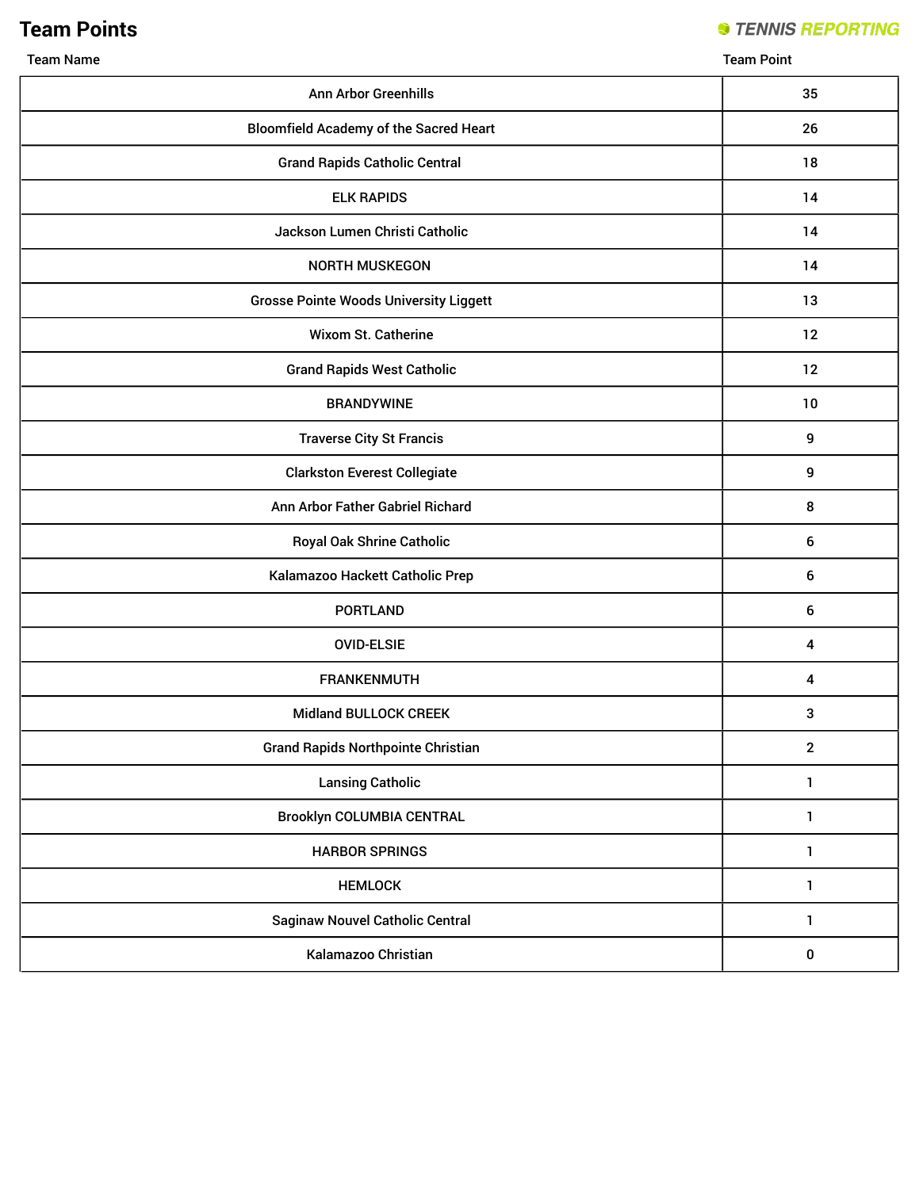# Team Points

TENNIS REPORTING

| Team Name | Team Point |
|---|---|
| Ann Arbor Greenhills | 35 |
| Bloomfield Academy of the Sacred Heart | 26 |
| Grand Rapids Catholic Central | 18 |
| ELK RAPIDS | 14 |
| Jackson Lumen Christi Catholic | 14 |
| NORTH MUSKEGON | 14 |
| Grosse Pointe Woods University Liggett | 13 |
| Wixom St. Catherine | 12 |
| Grand Rapids West Catholic | 12 |
| BRANDYWINE | 10 |
| Traverse City St Francis | 9 |
| Clarkston Everest Collegiate | 9 |
| Ann Arbor Father Gabriel Richard | 8 |
| Royal Oak Shrine Catholic | 6 |
| Kalamazoo Hackett Catholic Prep | 6 |
| PORTLAND | 6 |
| OVID-ELSIE | 4 |
| FRANKENMUTH | 4 |
| Midland BULLOCK CREEK | 3 |
| Grand Rapids Northpointe Christian | 2 |
| Lansing Catholic | 1 |
| Brooklyn COLUMBIA CENTRAL | 1 |
| HARBOR SPRINGS | 1 |
| HEMLOCK | 1 |
| Saginaw Nouvel Catholic Central | 1 |
| Kalamazoo Christian | 0 |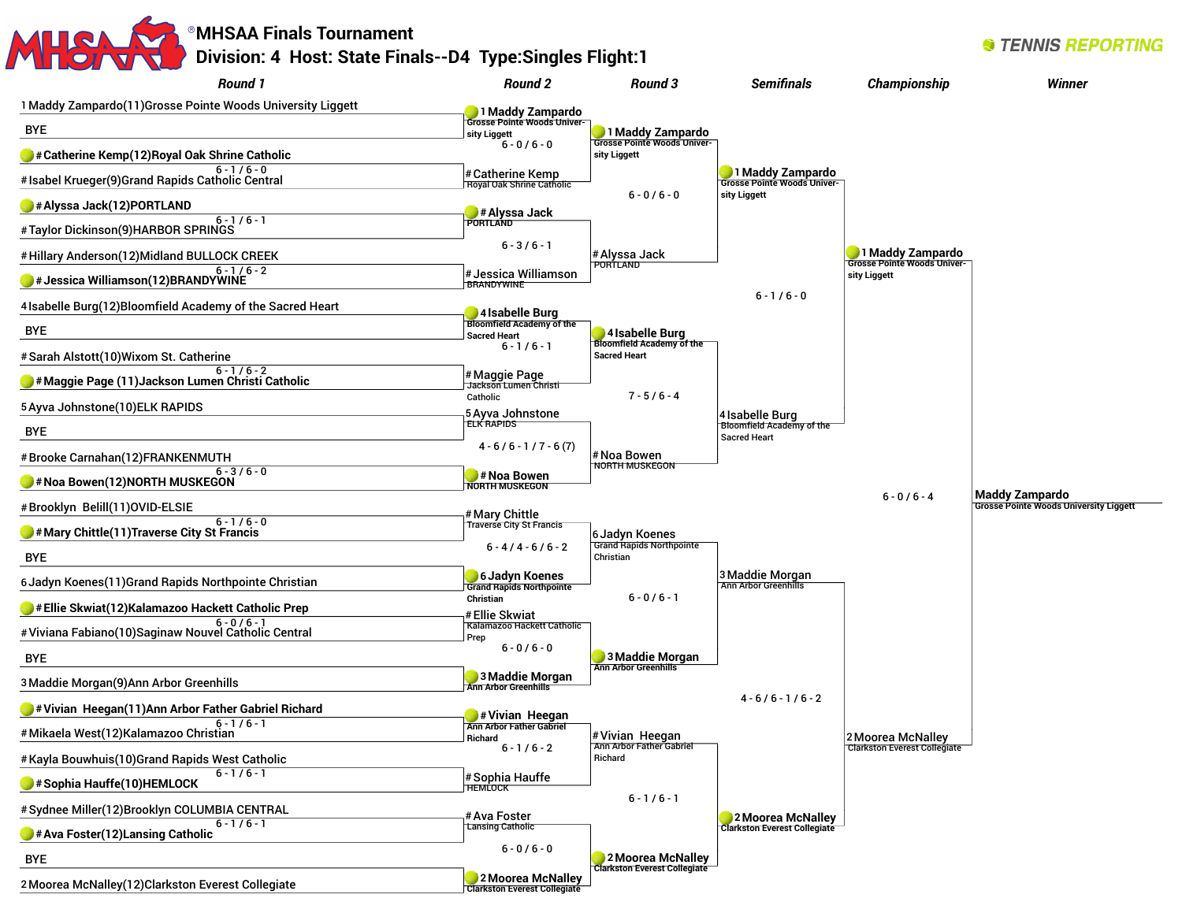# MHSAA Finals Tournament

## Division: 4 Host: State Finals--D4 Type:Singles Flight:1

TENNIS REPORTING

### Round 1

| Match | Player 1 | Player 2 | Score | Winner |
|---|---|---|---|---|
| 1 | 1 Maddy Zampardo(11)Grosse Pointe Woods University Liggett | BYE | | 1 Maddy Zampardo |
| 2 | # Catherine Kemp(12)Royal Oak Shrine Catholic | # Isabel Krueger(9)Grand Rapids Catholic Central | 6 - 1 / 6 - 0 | # Catherine Kemp |
| 3 | # Alyssa Jack(12)PORTLAND | # Taylor Dickinson(9)HARBOR SPRINGS | 6 - 1 / 6 - 1 | # Alyssa Jack |
| 4 | # Hillary Anderson(12)Midland BULLOCK CREEK | # Jessica Williamson(12)BRANDYWINE | 6 - 1 / 6 - 2 | # Jessica Williamson |
| 5 | 4 Isabelle Burg(12)Bloomfield Academy of the Sacred Heart | BYE | | 4 Isabelle Burg |
| 6 | # Sarah Alstott(10)Wixom St. Catherine | # Maggie Page (11)Jackson Lumen Christi Catholic | 6 - 1 / 6 - 2 | # Maggie Page |
| 7 | 5 Ayva Johnstone(10)ELK RAPIDS | BYE | | 5 Ayva Johnstone |
| 8 | # Brooke Carnahan(12)FRANKENMUTH | # Noa Bowen(12)NORTH MUSKEGON | 6 - 3 / 6 - 0 | # Noa Bowen |
| 9 | # Brooklyn Belill(11)OVID-ELSIE | # Mary Chittle(11)Traverse City St Francis | 6 - 1 / 6 - 0 | # Mary Chittle |
| 10 | BYE | 6 Jadyn Koenes(11)Grand Rapids Northpointe Christian | | 6 Jadyn Koenes |
| 11 | # Ellie Skwiat(12)Kalamazoo Hackett Catholic Prep | # Viviana Fabiano(10)Saginaw Nouvel Catholic Central | 6 - 0 / 6 - 1 | # Ellie Skwiat |
| 12 | BYE | 3 Maddie Morgan(9)Ann Arbor Greenhills | | 3 Maddie Morgan |
| 13 | # Vivian Heegan(11)Ann Arbor Father Gabriel Richard | # Mikaela West(12)Kalamazoo Christian | 6 - 1 / 6 - 1 | # Vivian Heegan |
| 14 | # Kayla Bouwhuis(10)Grand Rapids West Catholic | # Sophia Hauffe(10)HEMLOCK | 6 - 1 / 6 - 1 | # Sophia Hauffe |
| 15 | # Sydnee Miller(12)Brooklyn COLUMBIA CENTRAL | # Ava Foster(12)Lansing Catholic | 6 - 1 / 6 - 1 | # Ava Foster |
| 16 | BYE | 2 Moorea McNalley(12)Clarkston Everest Collegiate | | 2 Moorea McNalley |

### Round 2

| Player 1 | Player 2 | Score | Winner |
|---|---|---|---|
| 1 Maddy Zampardo, Grosse Pointe Woods University Liggett | # Catherine Kemp, Royal Oak Shrine Catholic | 6 - 0 / 6 - 0 | 1 Maddy Zampardo |
| # Alyssa Jack, PORTLAND | # Jessica Williamson, BRANDYWINE | 6 - 3 / 6 - 1 | # Alyssa Jack |
| 4 Isabelle Burg, Bloomfield Academy of the Sacred Heart | # Maggie Page, Jackson Lumen Christi Catholic | 6 - 1 / 6 - 1 | 4 Isabelle Burg |
| 5 Ayva Johnstone, ELK RAPIDS | # Noa Bowen, NORTH MUSKEGON | 4 - 6 / 6 - 1 / 7 - 6 (7) | # Noa Bowen |
| # Mary Chittle, Traverse City St Francis | 6 Jadyn Koenes, Grand Rapids Northpointe Christian | 6 - 4 / 4 - 6 / 6 - 2 | 6 Jadyn Koenes |
| # Ellie Skwiat, Kalamazoo Hackett Catholic Prep | 3 Maddie Morgan, Ann Arbor Greenhills | 6 - 0 / 6 - 0 | 3 Maddie Morgan |
| # Vivian Heegan, Ann Arbor Father Gabriel Richard | # Sophia Hauffe, HEMLOCK | 6 - 1 / 6 - 2 | # Vivian Heegan |
| # Ava Foster, Lansing Catholic | 2 Moorea McNalley, Clarkston Everest Collegiate | 6 - 0 / 6 - 0 | 2 Moorea McNalley |

### Round 3

| Player 1 | Player 2 | Score | Winner |
|---|---|---|---|
| 1 Maddy Zampardo, Grosse Pointe Woods University Liggett | # Alyssa Jack, PORTLAND | 6 - 0 / 6 - 0 | 1 Maddy Zampardo |
| 4 Isabelle Burg, Bloomfield Academy of the Sacred Heart | # Noa Bowen, NORTH MUSKEGON | 7 - 5 / 6 - 4 | 4 Isabelle Burg |
| 6 Jadyn Koenes, Grand Rapids Northpointe Christian | 3 Maddie Morgan, Ann Arbor Greenhills | 6 - 0 / 6 - 1 | 3 Maddie Morgan |
| # Vivian Heegan, Ann Arbor Father Gabriel Richard | 2 Moorea McNalley, Clarkston Everest Collegiate | 6 - 1 / 6 - 1 | 2 Moorea McNalley |

### Semifinals

| Player 1 | Player 2 | Score | Winner |
|---|---|---|---|
| 1 Maddy Zampardo, Grosse Pointe Woods University Liggett | 4 Isabelle Burg, Bloomfield Academy of the Sacred Heart | 6 - 1 / 6 - 0 | 1 Maddy Zampardo |
| 3 Maddie Morgan, Ann Arbor Greenhills | 2 Moorea McNalley, Clarkston Everest Collegiate | 4 - 6 / 6 - 1 / 6 - 2 | 2 Moorea McNalley |

### Championship

| Player 1 | Player 2 | Score | Winner |
|---|---|---|---|
| 1 Maddy Zampardo, Grosse Pointe Woods University Liggett | 2 Moorea McNalley, Clarkston Everest Collegiate | 6 - 0 / 6 - 4 | Maddy Zampardo |

### Winner

Maddy Zampardo
Grosse Pointe Woods University Liggett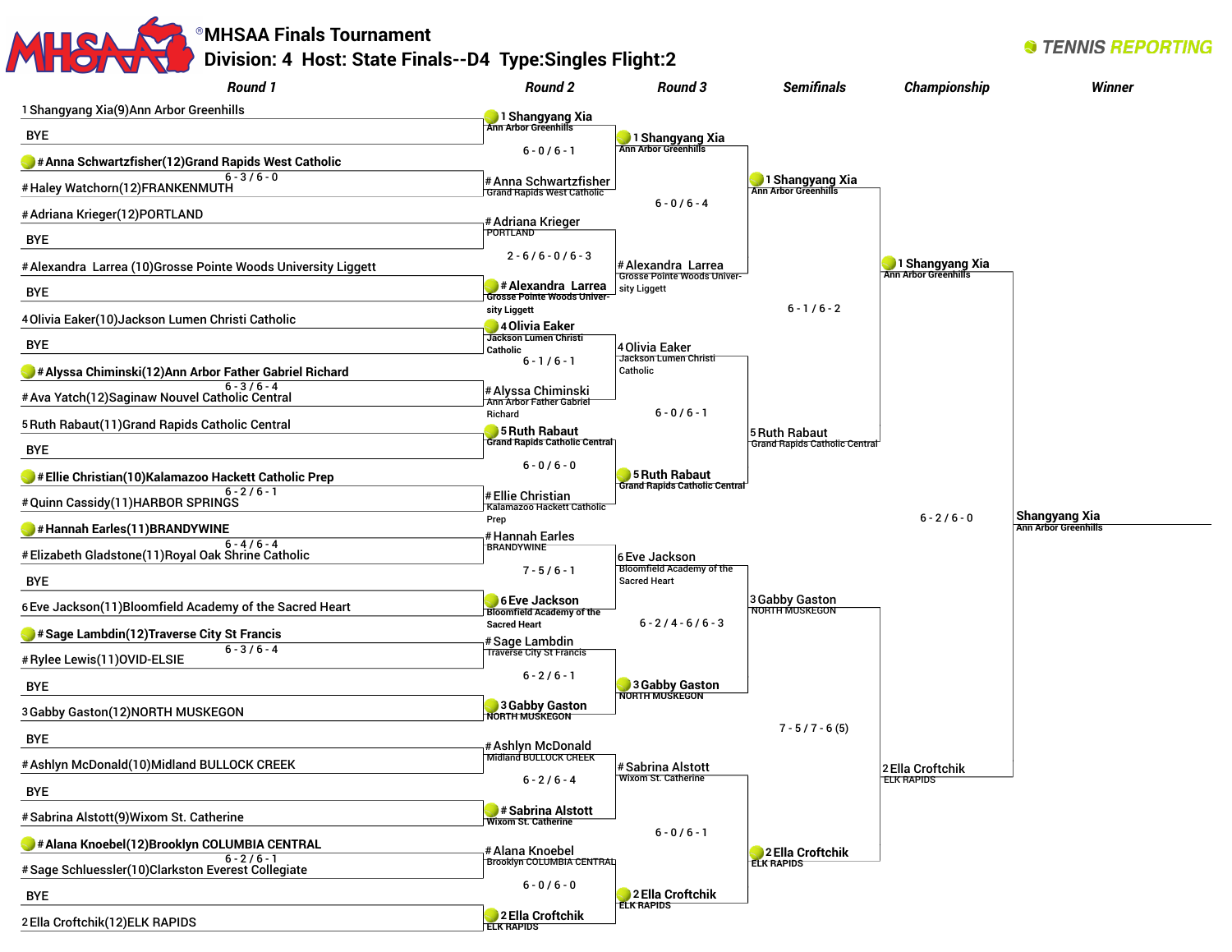# MHSAA Finals Tournament

## Division: 4 Host: State Finals--D4 Type:Singles Flight:2

TENNIS REPORTING

### Round 1

| Match | Player 1 | Player 2 | Score |
|---|---|---|---|
| 1 | 1 Shangyang Xia(9)Ann Arbor Greenhills | BYE | |
| 2 | **# Anna Schwartzfisher(12)Grand Rapids West Catholic** | # Haley Watchorn(12)FRANKENMUTH | 6 - 3 / 6 - 0 |
| 3 | # Adriana Krieger(12)PORTLAND | BYE | |
| 4 | # Alexandra Larrea (10)Grosse Pointe Woods University Liggett | BYE | |
| 5 | 4 Olivia Eaker(10)Jackson Lumen Christi Catholic | BYE | |
| 6 | **# Alyssa Chiminski(12)Ann Arbor Father Gabriel Richard** | # Ava Yatch(12)Saginaw Nouvel Catholic Central | 6 - 3 / 6 - 4 |
| 7 | 5 Ruth Rabaut(11)Grand Rapids Catholic Central | BYE | |
| 8 | **# Ellie Christian(10)Kalamazoo Hackett Catholic Prep** | # Quinn Cassidy(11)HARBOR SPRINGS | 6 - 2 / 6 - 1 |
| 9 | **# Hannah Earles(11)BRANDYWINE** | # Elizabeth Gladstone(11)Royal Oak Shrine Catholic | 6 - 4 / 6 - 4 |
| 10 | BYE | 6 Eve Jackson(11)Bloomfield Academy of the Sacred Heart | |
| 11 | **# Sage Lambdin(12)Traverse City St Francis** | # Rylee Lewis(11)OVID-ELSIE | 6 - 3 / 6 - 4 |
| 12 | BYE | 3 Gabby Gaston(12)NORTH MUSKEGON | |
| 13 | BYE | # Ashlyn McDonald(10)Midland BULLOCK CREEK | |
| 14 | BYE | # Sabrina Alstott(9)Wixom St. Catherine | |
| 15 | **# Alana Knoebel(12)Brooklyn COLUMBIA CENTRAL** | # Sage Schluessler(10)Clarkston Everest Collegiate | 6 - 2 / 6 - 1 |
| 16 | BYE | 2 Ella Croftchik(12)ELK RAPIDS | |

### Round 2

| Player 1 | Player 2 | Score |
|---|---|---|
| **1 Shangyang Xia** Ann Arbor Greenhills | # Anna Schwartzfisher Grand Rapids West Catholic | 6 - 0 / 6 - 1 |
| # Adriana Krieger PORTLAND | **# Alexandra Larrea** Grosse Pointe Woods University Liggett | 2 - 6 / 6 - 0 / 6 - 3 |
| **4 Olivia Eaker** Jackson Lumen Christi Catholic | # Alyssa Chiminski Ann Arbor Father Gabriel Richard | 6 - 1 / 6 - 1 |
| **5 Ruth Rabaut** Grand Rapids Catholic Central | # Ellie Christian Kalamazoo Hackett Catholic Prep | 6 - 0 / 6 - 0 |
| # Hannah Earles BRANDYWINE | **6 Eve Jackson** Bloomfield Academy of the Sacred Heart | 7 - 5 / 6 - 1 |
| # Sage Lambdin Traverse City St Francis | **3 Gabby Gaston** NORTH MUSKEGON | 6 - 2 / 6 - 1 |
| # Ashlyn McDonald Midland BULLOCK CREEK | **# Sabrina Alstott** Wixom St. Catherine | 6 - 2 / 6 - 4 |
| # Alana Knoebel Brooklyn COLUMBIA CENTRAL | **2 Ella Croftchik** ELK RAPIDS | 6 - 0 / 6 - 0 |

### Round 3

| Player 1 | Player 2 | Score |
|---|---|---|
| **1 Shangyang Xia** Ann Arbor Greenhills | # Alexandra Larrea Grosse Pointe Woods University Liggett | 6 - 0 / 6 - 4 |
| 4 Olivia Eaker Jackson Lumen Christi Catholic | **5 Ruth Rabaut** Grand Rapids Catholic Central | 6 - 0 / 6 - 1 |
| 6 Eve Jackson Bloomfield Academy of the Sacred Heart | **3 Gabby Gaston** NORTH MUSKEGON | 6 - 2 / 4 - 6 / 6 - 3 |
| # Sabrina Alstott Wixom St. Catherine | **2 Ella Croftchik** ELK RAPIDS | 6 - 0 / 6 - 1 |

### Semifinals

| Player 1 | Player 2 | Score |
|---|---|---|
| **1 Shangyang Xia** Ann Arbor Greenhills | 5 Ruth Rabaut Grand Rapids Catholic Central | 6 - 1 / 6 - 2 |
| 3 Gabby Gaston NORTH MUSKEGON | **2 Ella Croftchik** ELK RAPIDS | 7 - 5 / 7 - 6 (5) |

### Championship

| Player 1 | Player 2 | Score |
|---|---|---|
| **1 Shangyang Xia** Ann Arbor Greenhills | 2 Ella Croftchik ELK RAPIDS | 6 - 2 / 6 - 0 |

### Winner

**Shangyang Xia** Ann Arbor Greenhills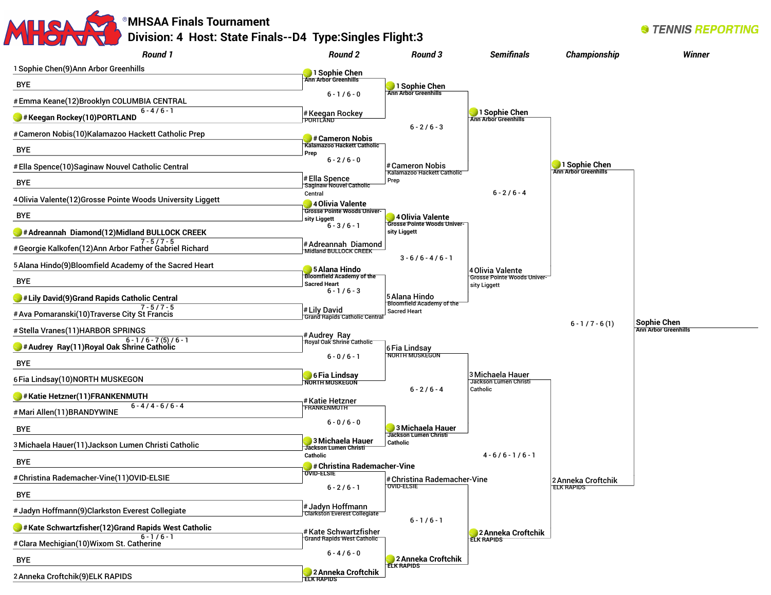# MHSAA Finals Tournament

## Division: 4 Host: State Finals--D4 Type:Singles Flight:3

TENNIS REPORTING

### Round 1

| Match | Player 1 | Player 2 | Score |
|---|---|---|---|
| 1 | 1 Sophie Chen(9)Ann Arbor Greenhills | BYE | |
| 2 | # Emma Keane(12)Brooklyn COLUMBIA CENTRAL | # **Keegan Rockey(10)PORTLAND** | 6 - 4 / 6 - 1 |
| 3 | # Cameron Nobis(10)Kalamazoo Hackett Catholic Prep | BYE | |
| 4 | # Ella Spence(10)Saginaw Nouvel Catholic Central | BYE | |
| 5 | 4 Olivia Valente(12)Grosse Pointe Woods University Liggett | BYE | |
| 6 | # **Adreannah Diamond(12)Midland BULLOCK CREEK** | # Georgie Kalkofen(12)Ann Arbor Father Gabriel Richard | 7 - 5 / 7 - 5 |
| 7 | 5 Alana Hindo(9)Bloomfield Academy of the Sacred Heart | BYE | |
| 8 | # **Lily David(9)Grand Rapids Catholic Central** | # Ava Pomaranski(10)Traverse City St Francis | 7 - 5 / 7 - 5 |
| 9 | # Stella Vranes(11)HARBOR SPRINGS | # **Audrey Ray(11)Royal Oak Shrine Catholic** | 6 - 1 / 6 - 7 (5) / 6 - 1 |
| 10 | BYE | 6 Fia Lindsay(10)NORTH MUSKEGON | |
| 11 | # **Katie Hetzner(11)FRANKENMUTH** | # Mari Allen(11)BRANDYWINE | 6 - 4 / 4 - 6 / 6 - 4 |
| 12 | BYE | 3 Michaela Hauer(11)Jackson Lumen Christi Catholic | |
| 13 | BYE | # Christina Rademacher-Vine(11)OVID-ELSIE | |
| 14 | BYE | # Jadyn Hoffmann(9)Clarkston Everest Collegiate | |
| 15 | # **Kate Schwartzfisher(12)Grand Rapids West Catholic** | # Clara Mechigian(10)Wixom St. Catherine | 6 - 1 / 6 - 1 |
| 16 | BYE | 2 Anneka Croftchik(9)ELK RAPIDS | |

### Round 2

| Winner | Opponent | Score |
|---|---|---|
| **1 Sophie Chen** (Ann Arbor Greenhills) | # Keegan Rockey (PORTLAND) | 6 - 1 / 6 - 0 |
| **# Cameron Nobis** (Kalamazoo Hackett Catholic Prep) | # Ella Spence (Saginaw Nouvel Catholic Central) | 6 - 2 / 6 - 0 |
| **4 Olivia Valente** (Grosse Pointe Woods University Liggett) | # Adreannah Diamond (Midland BULLOCK CREEK) | 6 - 3 / 6 - 1 |
| **5 Alana Hindo** (Bloomfield Academy of the Sacred Heart) | # Lily David (Grand Rapids Catholic Central) | 6 - 1 / 6 - 3 |
| **6 Fia Lindsay** (NORTH MUSKEGON) | # Audrey Ray (Royal Oak Shrine Catholic) | 6 - 0 / 6 - 1 |
| **3 Michaela Hauer** (Jackson Lumen Christi Catholic) | # Katie Hetzner (FRANKENMUTH) | 6 - 0 / 6 - 0 |
| **# Christina Rademacher-Vine** (OVID-ELSIE) | # Jadyn Hoffmann (Clarkston Everest Collegiate) | 6 - 2 / 6 - 1 |
| **2 Anneka Croftchik** (ELK RAPIDS) | # Kate Schwartzfisher (Grand Rapids West Catholic) | 6 - 4 / 6 - 0 |

### Round 3

| Winner | Opponent | Score |
|---|---|---|
| **1 Sophie Chen** (Ann Arbor Greenhills) | # Cameron Nobis (Kalamazoo Hackett Catholic Prep) | 6 - 2 / 6 - 3 |
| **4 Olivia Valente** (Grosse Pointe Woods University Liggett) | 5 Alana Hindo (Bloomfield Academy of the Sacred Heart) | 3 - 6 / 6 - 4 / 6 - 1 |
| **3 Michaela Hauer** (Jackson Lumen Christi Catholic) | 6 Fia Lindsay (NORTH MUSKEGON) | 6 - 2 / 6 - 4 |
| **2 Anneka Croftchik** (ELK RAPIDS) | # Christina Rademacher-Vine (OVID-ELSIE) | 6 - 1 / 6 - 1 |

### Semifinals

| Winner | Opponent | Score |
|---|---|---|
| **1 Sophie Chen** (Ann Arbor Greenhills) | 4 Olivia Valente (Grosse Pointe Woods University Liggett) | 6 - 2 / 6 - 4 |
| **2 Anneka Croftchik** (ELK RAPIDS) | 3 Michaela Hauer (Jackson Lumen Christi Catholic) | 4 - 6 / 6 - 1 / 6 - 1 |

### Championship

| Winner | Opponent | Score |
|---|---|---|
| **1 Sophie Chen** (Ann Arbor Greenhills) | 2 Anneka Croftchik (ELK RAPIDS) | 6 - 1 / 7 - 6 (1) |

### Winner

**Sophie Chen** — Ann Arbor Greenhills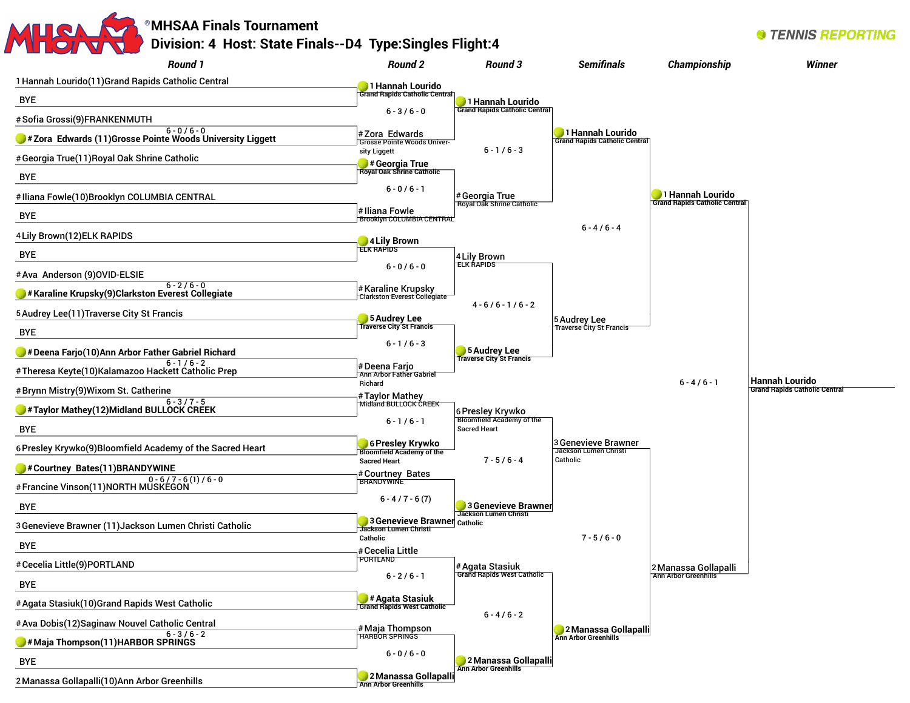# MHSAA Finals Tournament

## Division: 4 Host: State Finals--D4 Type:Singles Flight:4

TENNIS REPORTING

### Round 1

| Match | Player 1 | Player 2 | Winner | Score |
|---|---|---|---|---|
| 1 | 1 Hannah Lourido(11)Grand Rapids Catholic Central | BYE | Hannah Lourido | |
| 2 | # Sofia Grossi(9)FRANKENMUTH | # Zora Edwards (11)Grosse Pointe Woods University Liggett | Zora Edwards | 6 - 0 / 6 - 0 |
| 3 | # Georgia True(11)Royal Oak Shrine Catholic | BYE | Georgia True | |
| 4 | # Iliana Fowle(10)Brooklyn COLUMBIA CENTRAL | BYE | Iliana Fowle | |
| 5 | 4 Lily Brown(12)ELK RAPIDS | BYE | Lily Brown | |
| 6 | # Ava Anderson (9)OVID-ELSIE | # Karaline Krupsky(9)Clarkston Everest Collegiate | Karaline Krupsky | 6 - 2 / 6 - 0 |
| 7 | 5 Audrey Lee(11)Traverse City St Francis | BYE | Audrey Lee | |
| 8 | # Deena Farjo(10)Ann Arbor Father Gabriel Richard | # Theresa Keyte(10)Kalamazoo Hackett Catholic Prep | Deena Farjo | 6 - 1 / 6 - 2 |
| 9 | # Brynn Mistry(9)Wixom St. Catherine | # Taylor Mathey(12)Midland BULLOCK CREEK | Taylor Mathey | 6 - 3 / 7 - 5 |
| 10 | BYE | 6 Presley Krywko(9)Bloomfield Academy of the Sacred Heart | Presley Krywko | |
| 11 | # Courtney Bates(11)BRANDYWINE | # Francine Vinson(11)NORTH MUSKEGON | Courtney Bates | 0 - 6 / 7 - 6 (1) / 6 - 0 |
| 12 | BYE | 3 Genevieve Brawner (11)Jackson Lumen Christi Catholic | Genevieve Brawner | |
| 13 | BYE | # Cecelia Little(9)PORTLAND | Cecelia Little | |
| 14 | BYE | # Agata Stasiuk(10)Grand Rapids West Catholic | Agata Stasiuk | |
| 15 | # Ava Dobis(12)Saginaw Nouvel Catholic Central | # Maja Thompson(11)HARBOR SPRINGS | Maja Thompson | 6 - 3 / 6 - 2 |
| 16 | BYE | 2 Manassa Gollapalli(10)Ann Arbor Greenhills | Manassa Gollapalli | |

### Round 2

| Player 1 | Player 2 | Winner | Score |
|---|---|---|---|
| 1 Hannah Lourido (Grand Rapids Catholic Central) | # Zora Edwards (Grosse Pointe Woods University Liggett) | Hannah Lourido | 6 - 3 / 6 - 0 |
| # Georgia True (Royal Oak Shrine Catholic) | # Iliana Fowle (Brooklyn COLUMBIA CENTRAL) | Georgia True | 6 - 0 / 6 - 1 |
| 4 Lily Brown (ELK RAPIDS) | # Karaline Krupsky (Clarkston Everest Collegiate) | Lily Brown | 6 - 0 / 6 - 0 |
| 5 Audrey Lee (Traverse City St Francis) | # Deena Farjo (Ann Arbor Father Gabriel Richard) | Audrey Lee | 6 - 1 / 6 - 3 |
| # Taylor Mathey (Midland BULLOCK CREEK) | 6 Presley Krywko (Bloomfield Academy of the Sacred Heart) | Presley Krywko | 6 - 1 / 6 - 1 |
| # Courtney Bates (BRANDYWINE) | 3 Genevieve Brawner (Jackson Lumen Christi Catholic) | Genevieve Brawner | 6 - 4 / 7 - 6 (7) |
| # Cecelia Little (PORTLAND) | # Agata Stasiuk (Grand Rapids West Catholic) | Agata Stasiuk | 6 - 2 / 6 - 1 |
| # Maja Thompson (HARBOR SPRINGS) | 2 Manassa Gollapalli (Ann Arbor Greenhills) | Manassa Gollapalli | 6 - 0 / 6 - 0 |

### Round 3

| Player 1 | Player 2 | Winner | Score |
|---|---|---|---|
| 1 Hannah Lourido (Grand Rapids Catholic Central) | # Georgia True (Royal Oak Shrine Catholic) | Hannah Lourido | 6 - 1 / 6 - 3 |
| 4 Lily Brown (ELK RAPIDS) | 5 Audrey Lee (Traverse City St Francis) | Audrey Lee | 4 - 6 / 6 - 1 / 6 - 2 |
| 6 Presley Krywko (Bloomfield Academy of the Sacred Heart) | 3 Genevieve Brawner (Jackson Lumen Christi Catholic) | Genevieve Brawner | 7 - 5 / 6 - 4 |
| # Agata Stasiuk (Grand Rapids West Catholic) | 2 Manassa Gollapalli (Ann Arbor Greenhills) | Manassa Gollapalli | 6 - 4 / 6 - 2 |

### Semifinals

| Player 1 | Player 2 | Winner | Score |
|---|---|---|---|
| 1 Hannah Lourido (Grand Rapids Catholic Central) | 5 Audrey Lee (Traverse City St Francis) | Hannah Lourido | 6 - 4 / 6 - 4 |
| 3 Genevieve Brawner (Jackson Lumen Christi Catholic) | 2 Manassa Gollapalli (Ann Arbor Greenhills) | Manassa Gollapalli | 7 - 5 / 6 - 0 |

### Championship

| Player 1 | Player 2 | Winner | Score |
|---|---|---|---|
| 1 Hannah Lourido (Grand Rapids Catholic Central) | 2 Manassa Gollapalli (Ann Arbor Greenhills) | Hannah Lourido | 6 - 4 / 6 - 1 |

### Winner

**Hannah Lourido** — Grand Rapids Catholic Central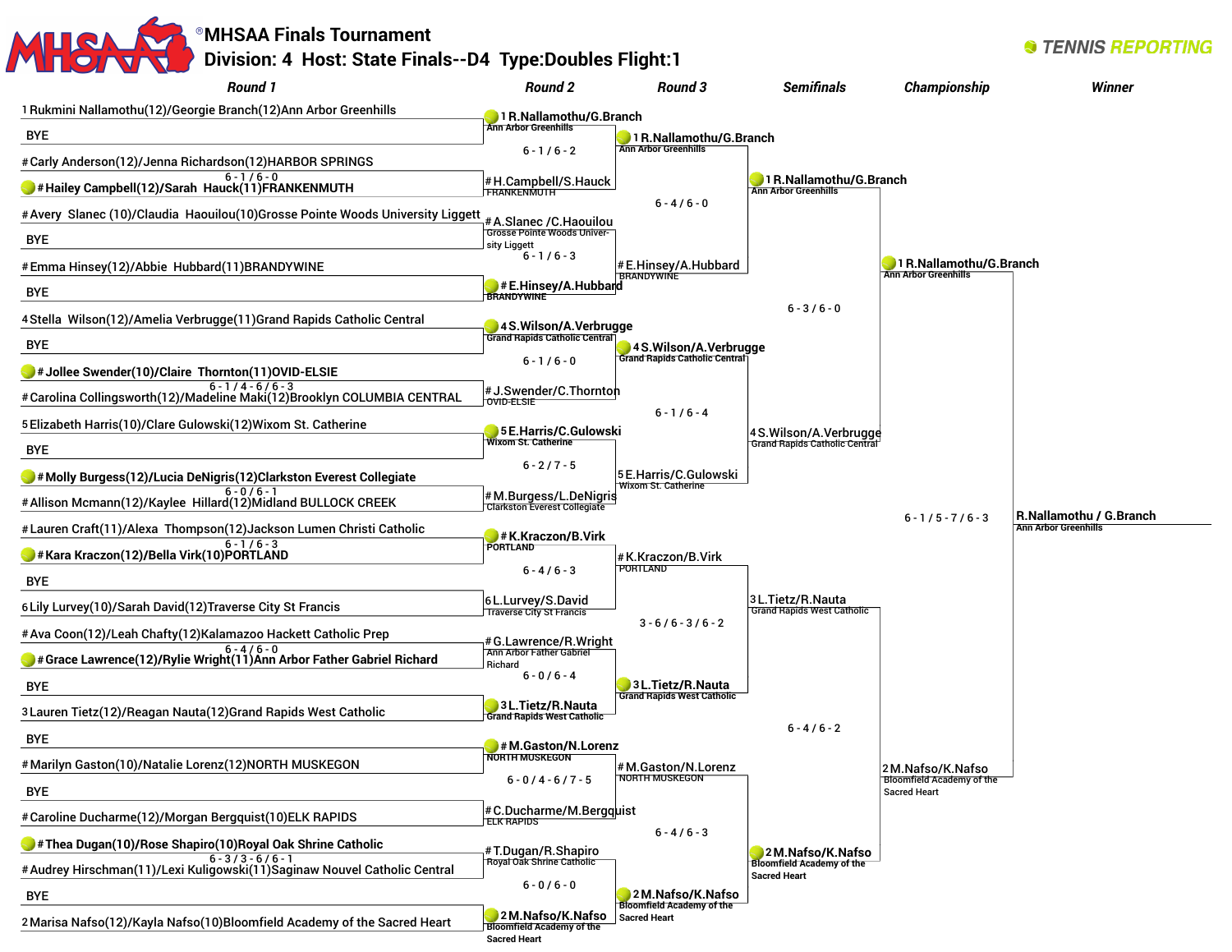# MHSAA Finals Tournament

## Division: 4 Host: State Finals--D4 Type:Doubles Flight:1

TENNIS REPORTING

### Round 1

- 1 Rukmini Nallamothu(12)/Georgie Branch(12)Ann Arbor Greenhills
- BYE
- # Carly Anderson(12)/Jenna Richardson(12)HARBOR SPRINGS
- # Hailey Campbell(12)/Sarah Hauck(11)FRANKENMUTH — 6 - 1 / 6 - 0
- # Avery Slanec (10)/Claudia Haouilou(10)Grosse Pointe Woods University Liggett
- BYE
- # Emma Hinsey(12)/Abbie Hubbard(11)BRANDYWINE
- BYE
- 4 Stella Wilson(12)/Amelia Verbrugge(11)Grand Rapids Catholic Central
- BYE
- # Jollee Swender(10)/Claire Thornton(11)OVID-ELSIE — 6 - 1 / 4 - 6 / 6 - 3
- # Carolina Collingsworth(12)/Madeline Maki(12)Brooklyn COLUMBIA CENTRAL
- 5 Elizabeth Harris(10)/Clare Gulowski(12)Wixom St. Catherine
- BYE
- # Molly Burgess(12)/Lucia DeNigris(12)Clarkston Everest Collegiate — 6 - 0 / 6 - 1
- # Allison Mcmann(12)/Kaylee Hillard(12)Midland BULLOCK CREEK
- # Lauren Craft(11)/Alexa Thompson(12)Jackson Lumen Christi Catholic
- # Kara Kraczon(12)/Bella Virk(10)PORTLAND — 6 - 1 / 6 - 3
- BYE
- 6 Lily Lurvey(10)/Sarah David(12)Traverse City St Francis
- # Ava Coon(12)/Leah Chafty(12)Kalamazoo Hackett Catholic Prep
- # Grace Lawrence(12)/Rylie Wright(11)Ann Arbor Father Gabriel Richard — 6 - 4 / 6 - 0
- BYE
- 3 Lauren Tietz(12)/Reagan Nauta(12)Grand Rapids West Catholic
- BYE
- # Marilyn Gaston(10)/Natalie Lorenz(12)NORTH MUSKEGON
- BYE
- # Caroline Ducharme(12)/Morgan Bergquist(10)ELK RAPIDS
- # Thea Dugan(10)/Rose Shapiro(10)Royal Oak Shrine Catholic — 6 - 3 / 3 - 6 / 6 - 1
- # Audrey Hirschman(11)/Lexi Kuligowski(11)Saginaw Nouvel Catholic Central
- BYE
- 2 Marisa Nafso(12)/Kayla Nafso(10)Bloomfield Academy of the Sacred Heart

### Round 2

- 1 R.Nallamothu/G.Branch (Ann Arbor Greenhills) — 6 - 1 / 6 - 2
- # H.Campbell/S.Hauck (FRANKENMUTH)
- # A.Slanec /C.Haouilou (Grosse Pointe Woods University Liggett) — 6 - 1 / 6 - 3
- # E.Hinsey/A.Hubbard (BRANDYWINE)
- 4 S.Wilson/A.Verbrugge (Grand Rapids Catholic Central) — 6 - 1 / 6 - 0
- # J.Swender/C.Thornton (OVID-ELSIE)
- 5 E.Harris/C.Gulowski (Wixom St. Catherine) — 6 - 2 / 7 - 5
- # M.Burgess/L.DeNigris (Clarkston Everest Collegiate)
- # K.Kraczon/B.Virk (PORTLAND) — 6 - 4 / 6 - 3
- 6 L.Lurvey/S.David (Traverse City St Francis)
- # G.Lawrence/R.Wright (Ann Arbor Father Gabriel Richard) — 6 - 0 / 6 - 4
- 3 L.Tietz/R.Nauta (Grand Rapids West Catholic)
- # M.Gaston/N.Lorenz (NORTH MUSKEGON) — 6 - 0 / 4 - 6 / 7 - 5
- # C.Ducharme/M.Bergquist (ELK RAPIDS)
- # T.Dugan/R.Shapiro (Royal Oak Shrine Catholic) — 6 - 0 / 6 - 0
- 2 M.Nafso/K.Nafso (Bloomfield Academy of the Sacred Heart)

### Round 3

- 1 R.Nallamothu/G.Branch (Ann Arbor Greenhills) — 6 - 4 / 6 - 0
- # E.Hinsey/A.Hubbard (BRANDYWINE)
- 4 S.Wilson/A.Verbrugge (Grand Rapids Catholic Central) — 6 - 1 / 6 - 4
- 5 E.Harris/C.Gulowski (Wixom St. Catherine)
- # K.Kraczon/B.Virk (PORTLAND) — 3 - 6 / 6 - 3 / 6 - 2
- 3 L.Tietz/R.Nauta (Grand Rapids West Catholic)
- # M.Gaston/N.Lorenz (NORTH MUSKEGON) — 6 - 4 / 6 - 3
- 2 M.Nafso/K.Nafso (Bloomfield Academy of the Sacred Heart)

### Semifinals

- 1 R.Nallamothu/G.Branch (Ann Arbor Greenhills) — 6 - 3 / 6 - 0
- 4 S.Wilson/A.Verbrugge (Grand Rapids Catholic Central)
- 3 L.Tietz/R.Nauta (Grand Rapids West Catholic) — 6 - 4 / 6 - 2
- 2 M.Nafso/K.Nafso (Bloomfield Academy of the Sacred Heart)

### Championship

- 1 R.Nallamothu/G.Branch (Ann Arbor Greenhills) — 6 - 1 / 5 - 7 / 6 - 3
- 2 M.Nafso/K.Nafso (Bloomfield Academy of the Sacred Heart)

### Winner

R.Nallamothu / G.Branch (Ann Arbor Greenhills)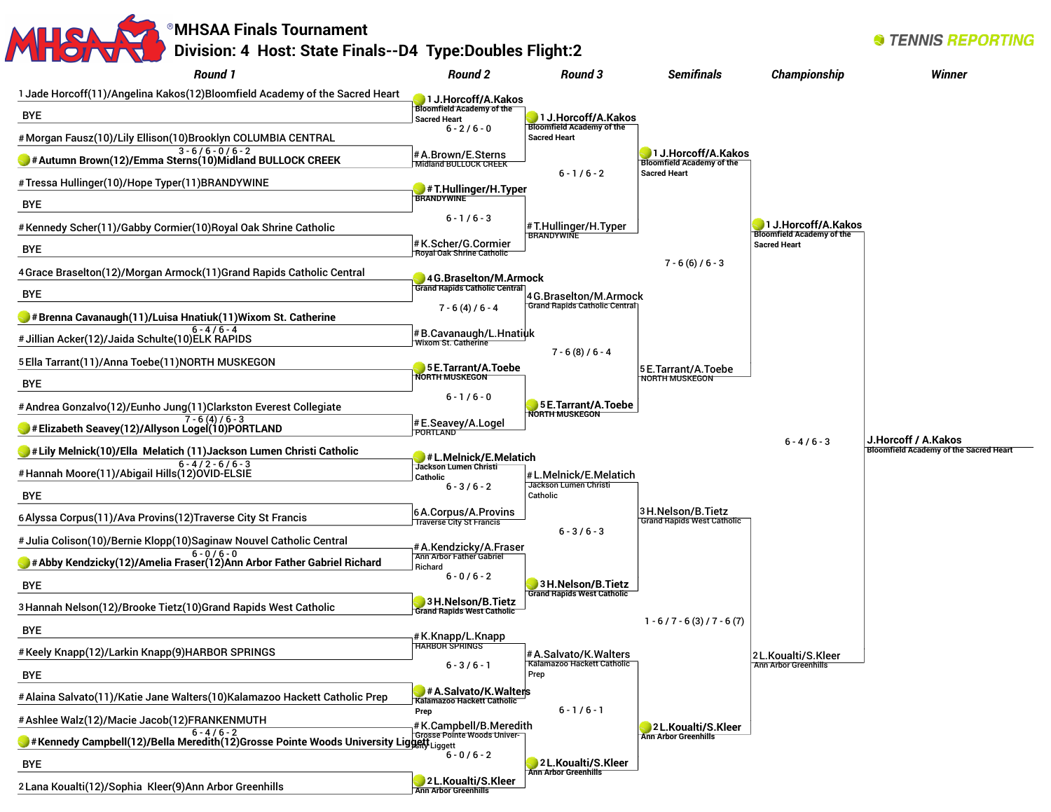# MHSAA Finals Tournament

## Division: 4 Host: State Finals--D4 Type:Doubles Flight:2

TENNIS REPORTING

### Round 1

| Match | Player/Team | Score |
|---|---|---|
| 1 | 1 Jade Horcoff(11)/Angelina Kakos(12)Bloomfield Academy of the Sacred Heart | |
| | BYE | |
| 2 | # Morgan Fausz(10)/Lily Ellison(10)Brooklyn COLUMBIA CENTRAL | 3 - 6 / 6 - 0 / 6 - 2 |
| | # **Autumn Brown(12)/Emma Sterns(10)Midland BULLOCK CREEK** (winner) | |
| 3 | # Tressa Hullinger(10)/Hope Typer(11)BRANDYWINE | |
| | BYE | |
| 4 | # Kennedy Scher(11)/Gabby Cormier(10)Royal Oak Shrine Catholic | |
| | BYE | |
| 5 | 4 Grace Braselton(12)/Morgan Armock(11)Grand Rapids Catholic Central | |
| | BYE | |
| 6 | # **Brenna Cavanaugh(11)/Luisa Hnatiuk(11)Wixom St. Catherine** (winner) | 6 - 4 / 6 - 4 |
| | # Jillian Acker(12)/Jaida Schulte(10)ELK RAPIDS | |
| 7 | 5 Ella Tarrant(11)/Anna Toebe(11)NORTH MUSKEGON | |
| | BYE | |
| 8 | # Andrea Gonzalvo(12)/Eunho Jung(11)Clarkston Everest Collegiate | 7 - 6 (4) / 6 - 3 |
| | # **Elizabeth Seavey(12)/Allyson Logel(10)PORTLAND** (winner) | |
| 9 | # **Lily Melnick(10)/Ella Melatich (11)Jackson Lumen Christi Catholic** (winner) | 6 - 4 / 2 - 6 / 6 - 3 |
| | # Hannah Moore(11)/Abigail Hills(12)OVID-ELSIE | |
| 10 | BYE | |
| | 6 Alyssa Corpus(11)/Ava Provins(12)Traverse City St Francis | |
| 11 | # Julia Colison(10)/Bernie Klopp(10)Saginaw Nouvel Catholic Central | 6 - 0 / 6 - 0 |
| | # **Abby Kendzicky(12)/Amelia Fraser(12)Ann Arbor Father Gabriel Richard** (winner) | |
| 12 | BYE | |
| | 3 Hannah Nelson(12)/Brooke Tietz(10)Grand Rapids West Catholic | |
| 13 | BYE | |
| | # Keely Knapp(12)/Larkin Knapp(9)HARBOR SPRINGS | |
| 14 | BYE | |
| | # Alaina Salvato(11)/Katie Jane Walters(10)Kalamazoo Hackett Catholic Prep | |
| 15 | # Ashlee Walz(12)/Macie Jacob(12)FRANKENMUTH | 6 - 4 / 6 - 2 |
| | # **Kennedy Campbell(12)/Bella Meredith(12)Grosse Pointe Woods University Liggett** (winner) | |
| 16 | BYE | |
| | 2 Lana Koualti(12)/Sophia Kleer(9)Ann Arbor Greenhills | |

### Round 2

| Match | Player/Team | Score |
|---|---|---|
| 1 | **1 J.Horcoff/A.Kakos** Bloomfield Academy of the Sacred Heart (winner) | 6 - 2 / 6 - 0 |
| | # A.Brown/E.Sterns Midland BULLOCK CREEK | |
| 2 | **# T.Hullinger/H.Typer** BRANDYWINE (winner) | 6 - 1 / 6 - 3 |
| | # K.Scher/G.Cormier Royal Oak Shrine Catholic | |
| 3 | **4 G.Braselton/M.Armock** Grand Rapids Catholic Central (winner) | 7 - 6 (4) / 6 - 4 |
| | # B.Cavanaugh/L.Hnatiuk Wixom St. Catherine | |
| 4 | **5 E.Tarrant/A.Toebe** NORTH MUSKEGON (winner) | 6 - 1 / 6 - 0 |
| | # E.Seavey/A.Logel PORTLAND | |
| 5 | **# L.Melnick/E.Melatich** Jackson Lumen Christi Catholic (winner) | 6 - 3 / 6 - 2 |
| | 6 A.Corpus/A.Provins Traverse City St Francis | |
| 6 | # A.Kendzicky/A.Fraser Ann Arbor Father Gabriel Richard | 6 - 0 / 6 - 2 |
| | **3 H.Nelson/B.Tietz** Grand Rapids West Catholic (winner) | |
| 7 | # K.Knapp/L.Knapp HARBOR SPRINGS | 6 - 3 / 6 - 1 |
| | **# A.Salvato/K.Walters** Kalamazoo Hackett Catholic Prep (winner) | |
| 8 | # K.Campbell/B.Meredith Grosse Pointe Woods University Liggett | 6 - 0 / 6 - 2 |
| | **2 L.Koualti/S.Kleer** Ann Arbor Greenhills (winner) | |

### Round 3

| Match | Player/Team | Score |
|---|---|---|
| 1 | **1 J.Horcoff/A.Kakos** Bloomfield Academy of the Sacred Heart (winner) | 6 - 1 / 6 - 2 |
| | # T.Hullinger/H.Typer BRANDYWINE | |
| 2 | 4 G.Braselton/M.Armock Grand Rapids Catholic Central | 7 - 6 (8) / 6 - 4 |
| | **5 E.Tarrant/A.Toebe** NORTH MUSKEGON (winner) | |
| 3 | # L.Melnick/E.Melatich Jackson Lumen Christi Catholic | 6 - 3 / 6 - 3 |
| | **3 H.Nelson/B.Tietz** Grand Rapids West Catholic (winner) | |
| 4 | # A.Salvato/K.Walters Kalamazoo Hackett Catholic Prep | 6 - 1 / 6 - 1 |
| | **2 L.Koualti/S.Kleer** Ann Arbor Greenhills (winner) | |

### Semifinals

| Match | Player/Team | Score |
|---|---|---|
| 1 | **1 J.Horcoff/A.Kakos** Bloomfield Academy of the Sacred Heart (winner) | 7 - 6 (6) / 6 - 3 |
| | 5 E.Tarrant/A.Toebe NORTH MUSKEGON | |
| 2 | 3 H.Nelson/B.Tietz Grand Rapids West Catholic | 1 - 6 / 7 - 6 (3) / 7 - 6 (7) |
| | **2 L.Koualti/S.Kleer** Ann Arbor Greenhills (winner) | |

### Championship

| Player/Team | Score |
|---|---|
| **1 J.Horcoff/A.Kakos** Bloomfield Academy of the Sacred Heart (winner) | 6 - 4 / 6 - 3 |
| 2 L.Koualti/S.Kleer Ann Arbor Greenhills | |

### Winner

**J.Horcoff / A.Kakos**
Bloomfield Academy of the Sacred Heart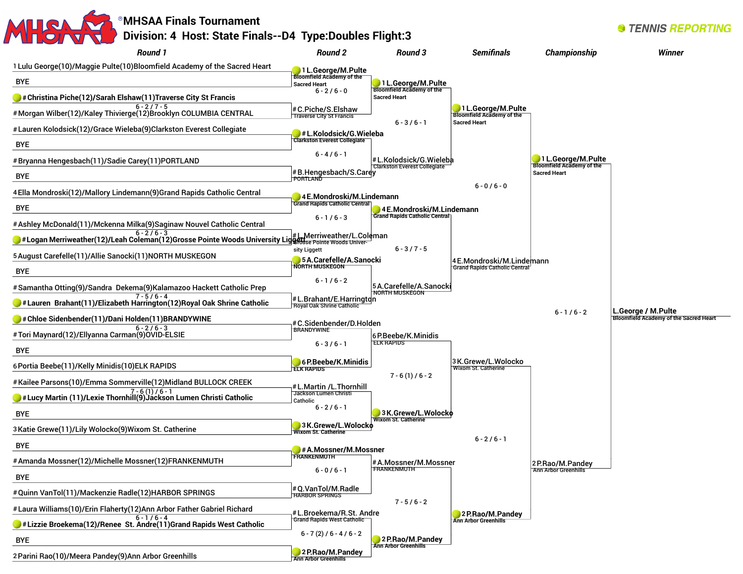# MHSAA Finals Tournament

## Division: 4 Host: State Finals--D4 Type:Doubles Flight:3

TENNIS REPORTING

### Round 1

| Match | Player 1 | Player 2 | Score |
|---|---|---|---|
| 1 | 1 Lulu George(10)/Maggie Pulte(10)Bloomfield Academy of the Sacred Heart | BYE | |
| 2 | # Christina Piche(12)/Sarah Elshaw(11)Traverse City St Francis (winner) | # Morgan Wilber(12)/Kaley Thivierge(12)Brooklyn COLUMBIA CENTRAL | 6 - 2 / 7 - 5 |
| 3 | # Lauren Kolodsick(12)/Grace Wieleba(9)Clarkston Everest Collegiate | BYE | |
| 4 | # Bryanna Hengesbach(11)/Sadie Carey(11)PORTLAND | BYE | |
| 5 | 4 Ella Mondroski(12)/Mallory Lindemann(9)Grand Rapids Catholic Central | BYE | |
| 6 | # Ashley McDonald(11)/Mckenna Milka(9)Saginaw Nouvel Catholic Central | # Logan Merriweather(12)/Leah Coleman(12)Grosse Pointe Woods University Liggett (winner) | 6 - 2 / 6 - 3 |
| 7 | 5 August Carefelle(11)/Allie Sanocki(11)NORTH MUSKEGON | BYE | |
| 8 | # Samantha Otting(9)/Sandra Dekema(9)Kalamazoo Hackett Catholic Prep | # Lauren Brahant(11)/Elizabeth Harrington(12)Royal Oak Shrine Catholic (winner) | 7 - 5 / 6 - 4 |
| 9 | # Chloe Sidenbender(11)/Dani Holden(11)BRANDYWINE (winner) | # Tori Maynard(12)/Ellyanna Carman(9)OVID-ELSIE | 6 - 2 / 6 - 3 |
| 10 | BYE | 6 Portia Beebe(11)/Kelly Minidis(10)ELK RAPIDS | |
| 11 | # Kailee Parsons(10)/Emma Sommerville(12)Midland BULLOCK CREEK | # Lucy Martin (11)/Lexie Thornhill(9)Jackson Lumen Christi Catholic (winner) | 7 - 6 (1) / 6 - 1 |
| 12 | BYE | 3 Katie Grewe(11)/Lily Wolocko(9)Wixom St. Catherine | |
| 13 | BYE | # Amanda Mossner(12)/Michelle Mossner(12)FRANKENMUTH | |
| 14 | BYE | # Quinn VanTol(11)/Mackenzie Radle(12)HARBOR SPRINGS | |
| 15 | # Laura Williams(10)/Erin Flaherty(12)Ann Arbor Father Gabriel Richard | # Lizzie Broekema(12)/Renee St. Andre(11)Grand Rapids West Catholic (winner) | 6 - 1 / 6 - 4 |
| 16 | BYE | 2 Parini Rao(10)/Meera Pandey(9)Ann Arbor Greenhills | |

### Round 2

| Player 1 | Player 2 | Score |
|---|---|---|
| 1 L.George/M.Pulte, Bloomfield Academy of the Sacred Heart (winner) | # C.Piche/S.Elshaw, Traverse City St Francis | 6 - 2 / 6 - 0 |
| # L.Kolodsick/G.Wieleba, Clarkston Everest Collegiate (winner) | # B.Hengesbach/S.Carey, PORTLAND | 6 - 4 / 6 - 1 |
| 4 E.Mondroski/M.Lindemann, Grand Rapids Catholic Central (winner) | # L.Merriweather/L.Coleman, Grosse Pointe Woods University Liggett | 6 - 1 / 6 - 3 |
| 5 A.Carefelle/A.Sanocki, NORTH MUSKEGON (winner) | # L.Brahant/E.Harrington, Royal Oak Shrine Catholic | 6 - 1 / 6 - 2 |
| # C.Sidenbender/D.Holden, BRANDYWINE | 6 P.Beebe/K.Minidis, ELK RAPIDS (winner) | 6 - 3 / 6 - 1 |
| # L.Martin /L.Thornhill, Jackson Lumen Christi Catholic | 3 K.Grewe/L.Wolocko, Wixom St. Catherine (winner) | 6 - 2 / 6 - 1 |
| # A.Mossner/M.Mossner, FRANKENMUTH (winner) | # Q.VanTol/M.Radle, HARBOR SPRINGS | 6 - 0 / 6 - 1 |
| # L.Broekema/R.St. Andre, Grand Rapids West Catholic | 2 P.Rao/M.Pandey, Ann Arbor Greenhills (winner) | 6 - 7 (2) / 6 - 4 / 6 - 2 |

### Round 3

| Player 1 | Player 2 | Score |
|---|---|---|
| 1 L.George/M.Pulte, Bloomfield Academy of the Sacred Heart (winner) | # L.Kolodsick/G.Wieleba, Clarkston Everest Collegiate | 6 - 3 / 6 - 1 |
| 4 E.Mondroski/M.Lindemann, Grand Rapids Catholic Central (winner) | 5 A.Carefelle/A.Sanocki, NORTH MUSKEGON | 6 - 3 / 7 - 5 |
| 6 P.Beebe/K.Minidis, ELK RAPIDS | 3 K.Grewe/L.Wolocko, Wixom St. Catherine (winner) | 7 - 6 (1) / 6 - 2 |
| # A.Mossner/M.Mossner, FRANKENMUTH | 2 P.Rao/M.Pandey, Ann Arbor Greenhills (winner) | 7 - 5 / 6 - 2 |

### Semifinals

| Player 1 | Player 2 | Score |
|---|---|---|
| 1 L.George/M.Pulte, Bloomfield Academy of the Sacred Heart (winner) | 4 E.Mondroski/M.Lindemann, Grand Rapids Catholic Central | 6 - 0 / 6 - 0 |
| 3 K.Grewe/L.Wolocko, Wixom St. Catherine | 2 P.Rao/M.Pandey, Ann Arbor Greenhills (winner) | 6 - 2 / 6 - 1 |

### Championship

| Player 1 | Player 2 | Score |
|---|---|---|
| 1 L.George/M.Pulte, Bloomfield Academy of the Sacred Heart (winner) | 2 P.Rao/M.Pandey, Ann Arbor Greenhills | 6 - 1 / 6 - 2 |

### Winner

L.George / M.Pulte, Bloomfield Academy of the Sacred Heart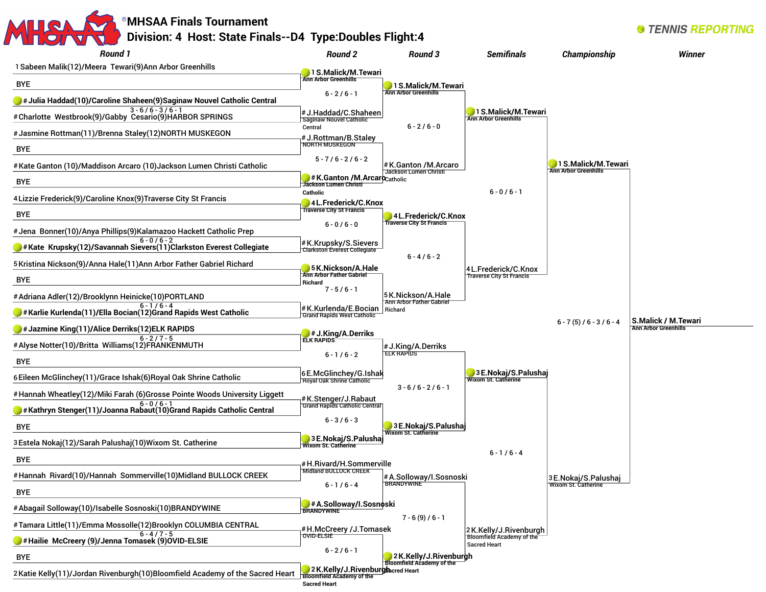# MHSAA Finals Tournament

## Division: 4 Host: State Finals--D4 Type:Doubles Flight:4

TENNIS REPORTING

### Round 1

1 Sabeen Malik(12)/Meera Tewari(9)Ann Arbor Greenhills
BYE

# Julia Haddad(10)/Caroline Shaheen(9)Saginaw Nouvel Catholic Central
3 - 6 / 6 - 3 / 6 - 1
# Charlotte Westbrook(9)/Gabby Cesario(9)HARBOR SPRINGS

# Jasmine Rottman(11)/Brenna Staley(12)NORTH MUSKEGON
BYE

# Kate Ganton (10)/Maddison Arcaro (10)Jackson Lumen Christi Catholic
BYE

4 Lizzie Frederick(9)/Caroline Knox(9)Traverse City St Francis
BYE

# Jena Bonner(10)/Anya Phillips(9)Kalamazoo Hackett Catholic Prep
6 - 0 / 6 - 2
# Kate Krupsky(12)/Savannah Sievers(11)Clarkston Everest Collegiate

5 Kristina Nickson(9)/Anna Hale(11)Ann Arbor Father Gabriel Richard
BYE

# Adriana Adler(12)/Brooklynn Heinicke(10)PORTLAND
6 - 1 / 6 - 4
# Karlie Kurlenda(11)/Ella Bocian(12)Grand Rapids West Catholic

# Jazmine King(11)/Alice Derriks(12)ELK RAPIDS
6 - 2 / 7 - 5
# Alyse Notter(10)/Britta Williams(12)FRANKENMUTH

BYE
6 Eileen McGlinchey(11)/Grace Ishak(6)Royal Oak Shrine Catholic

# Hannah Wheatley(12)/Miki Farah (6)Grosse Pointe Woods University Liggett
6 - 0 / 6 - 1
# Kathryn Stenger(11)/Joanna Rabaut(10)Grand Rapids Catholic Central

BYE
3 Estela Nokaj(12)/Sarah Palushaj(10)Wixom St. Catherine

BYE
# Hannah Rivard(10)/Hannah Sommerville(10)Midland BULLOCK CREEK

BYE
# Abagail Solloway(10)/Isabelle Sosnoski(10)BRANDYWINE

# Tamara Little(11)/Emma Mossolle(12)Brooklyn COLUMBIA CENTRAL
6 - 4 / 7 - 5
# Hailie McCreery (9)/Jenna Tomasek (9)OVID-ELSIE

BYE
2 Katie Kelly(11)/Jordan Rivenburgh(10)Bloomfield Academy of the Sacred Heart

### Round 2

1 S.Malick/M.Tewari — Ann Arbor Greenhills
6 - 2 / 6 - 1
# J.Haddad/C.Shaheen — Saginaw Nouvel Catholic Central

# J.Rottman/B.Staley — NORTH MUSKEGON
5 - 7 / 6 - 2 / 6 - 2
# K.Ganton /M.Arcaro — Jackson Lumen Christi Catholic

4 L.Frederick/C.Knox — Traverse City St Francis
6 - 0 / 6 - 0
# K.Krupsky/S.Sievers — Clarkston Everest Collegiate

5 K.Nickson/A.Hale — Ann Arbor Father Gabriel Richard
7 - 5 / 6 - 1
# K.Kurlenda/E.Bocian — Grand Rapids West Catholic

# J.King/A.Derriks — ELK RAPIDS
6 - 1 / 6 - 2
6 E.McGlinchey/G.Ishak — Royal Oak Shrine Catholic

# K.Stenger/J.Rabaut — Grand Rapids Catholic Central
6 - 3 / 6 - 3
3 E.Nokaj/S.Palushaj — Wixom St. Catherine

# H.Rivard/H.Sommerville — Midland BULLOCK CREEK
6 - 1 / 6 - 4
# A.Solloway/I.Sosnoski — BRANDYWINE

# H.McCreery /J.Tomasek — OVID-ELSIE
6 - 2 / 6 - 1
2 K.Kelly/J.Rivenburgh — Bloomfield Academy of the Sacred Heart

### Round 3

1 S.Malick/M.Tewari — Ann Arbor Greenhills
6 - 2 / 6 - 0
# K.Ganton /M.Arcaro — Jackson Lumen Christi Catholic

4 L.Frederick/C.Knox — Traverse City St Francis
6 - 4 / 6 - 2
5 K.Nickson/A.Hale — Ann Arbor Father Gabriel Richard

# J.King/A.Derriks — ELK RAPIDS
3 - 6 / 6 - 2 / 6 - 1
3 E.Nokaj/S.Palushaj — Wixom St. Catherine

# A.Solloway/I.Sosnoski — BRANDYWINE
7 - 6 (9) / 6 - 1
2 K.Kelly/J.Rivenburgh — Bloomfield Academy of the Sacred Heart

### Semifinals

1 S.Malick/M.Tewari — Ann Arbor Greenhills
6 - 0 / 6 - 1
4 L.Frederick/C.Knox — Traverse City St Francis

3 E.Nokaj/S.Palushaj — Wixom St. Catherine
6 - 1 / 6 - 4
2 K.Kelly/J.Rivenburgh — Bloomfield Academy of the Sacred Heart

### Championship

1 S.Malick/M.Tewari — Ann Arbor Greenhills
6 - 7 (5) / 6 - 3 / 6 - 4
3 E.Nokaj/S.Palushaj — Wixom St. Catherine

### Winner

S.Malick / M.Tewari — Ann Arbor Greenhills